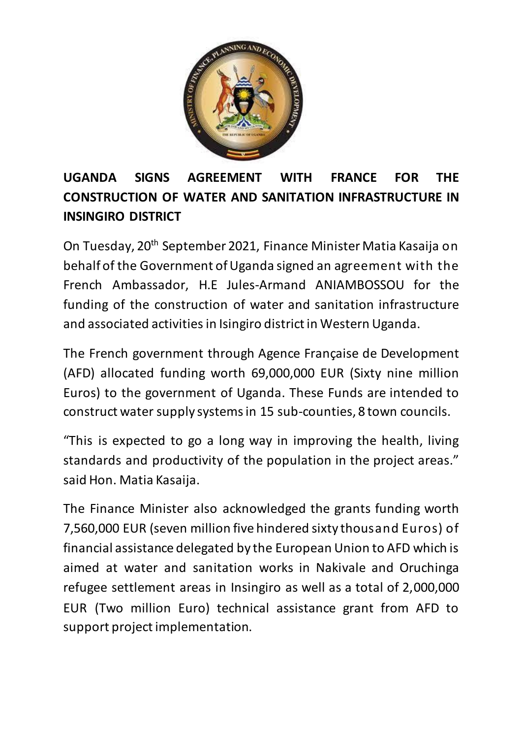# UGANDA SIGNS AGREEMENT WITH FRANCE FOR THE CONSTRUCTION OF WATER AND SANITATION INFRASTRUCTURE IN INSINGIRO DISTRICT

On Tuesday, 20th September 2021, Finance Minister Matia Kasaija on behalf of the Government of Uganda signed an agreement with the French Ambassador, H.E Jules-Armand ANIAMBOSSOU for the funding of the construction of water and sanitation infrastructure and associated activities in Isingiro district in Western Uganda.

The French government through Agence Française de Development (AFD) allocated funding worth 69,000,000 EUR (Sixty nine million Euros) to the government of Uganda. These Funds are intended to construct water supply systems in 15 sub-counties, 8 town councils.

"This is expected to go a long way in improving the health, living standards and productivity of the population in the project areas." said Hon. Matia Kasaija.

The Finance Minister also acknowledged the grants funding worth 7,560,000 EUR (seven million five hindered sixty thousand Euros) of financial assistance delegated by the European Union to AFD which is aimed at water and sanitation works in Nakivale and Oruchinga refugee settlement areas in Insingiro as well as a total of 2,000,000 EUR (Two million Euro) technical assistance grant from AFD to support project implementation.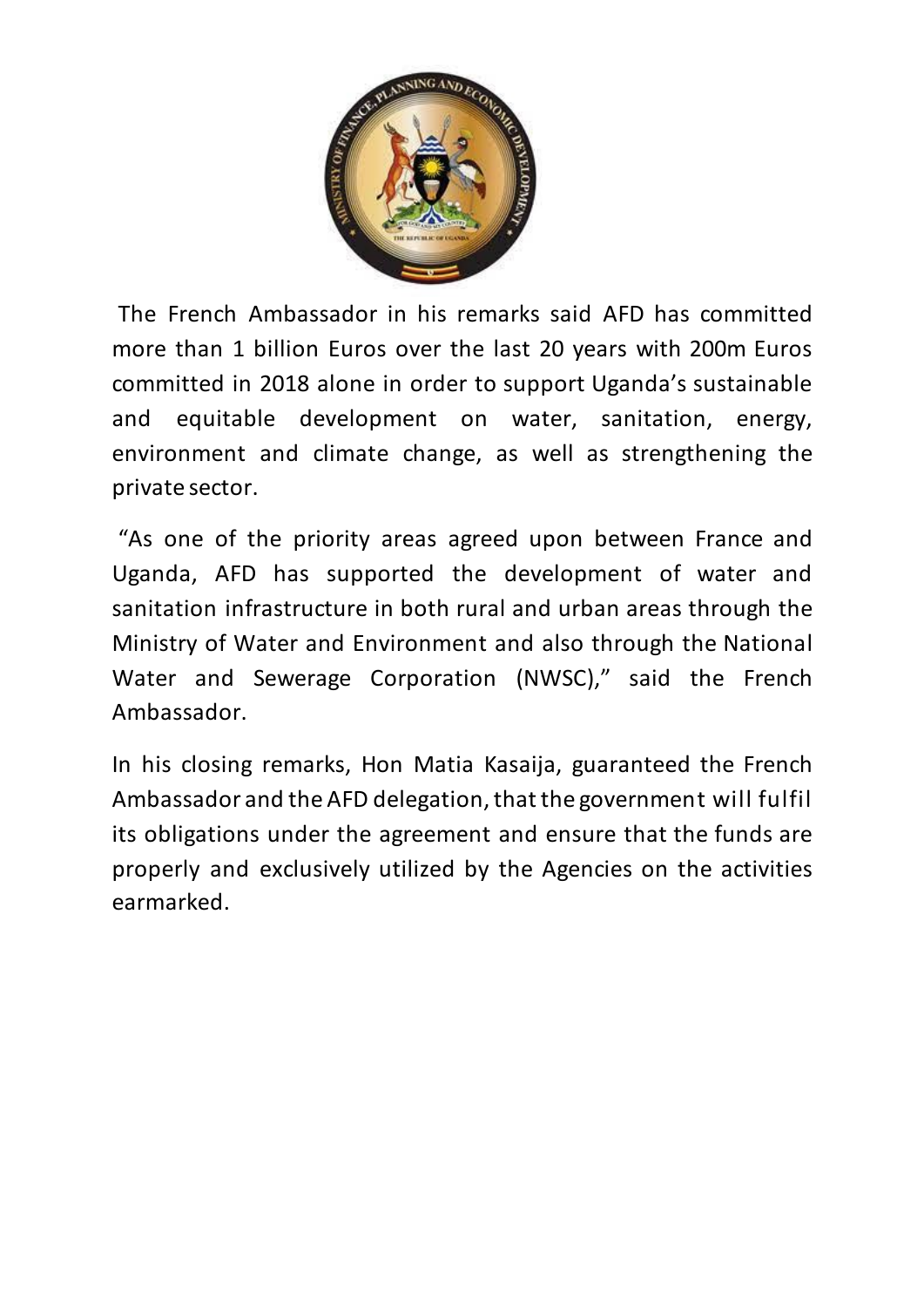The French Ambassador in his remarks said AFD has committed more than 1 billion Euros over the last 20 years with 200m Euros committed in 2018 alone in order to support Uganda's sustainable and equitable development on water, sanitation, energy, environment and climate change, as well as strengthening the private sector.

"As one of the priority areas agreed upon between France and Uganda, AFD has supported the development of water and sanitation infrastructure in both rural and urban areas through the Ministry of Water and Environment and also through the National Water and Sewerage Corporation (NWSC)," said the French Ambassador.

In his closing remarks, Hon Matia Kasaija, guaranteed the French Ambassador and the AFD delegation, that the government will fulfil its obligations under the agreement and ensure that the funds are properly and exclusively utilized by the Agencies on the activities earmarked.